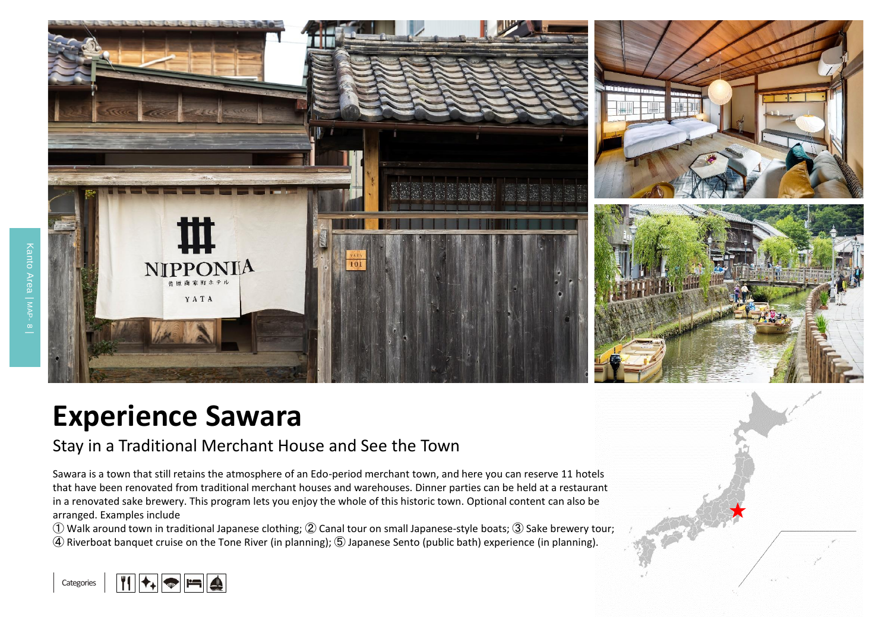# Experience Sawara

## Stay in a Traditional Merchant House and See the Town

Sawara is a town that still retains the atmosphere of an Edo-period merchant town, and here you can reserve 11 hotels that have been renovated from traditional merchant houses and warehouses. Dinner parties can be held at a restaurant in a renovated sake brewery. This program lets you enjoy the whole of this historic town. Optional content can also be arranged. Examples include

① Walk around town in traditional Japanese clothing; ② Canal tour on small Japanese-style boats; ③ Sake brewery tour; ④ Riverboat banquet cruise on the Tone River (in planning); ⑤ Japanese Sento (public bath) experience (in planning).

Categories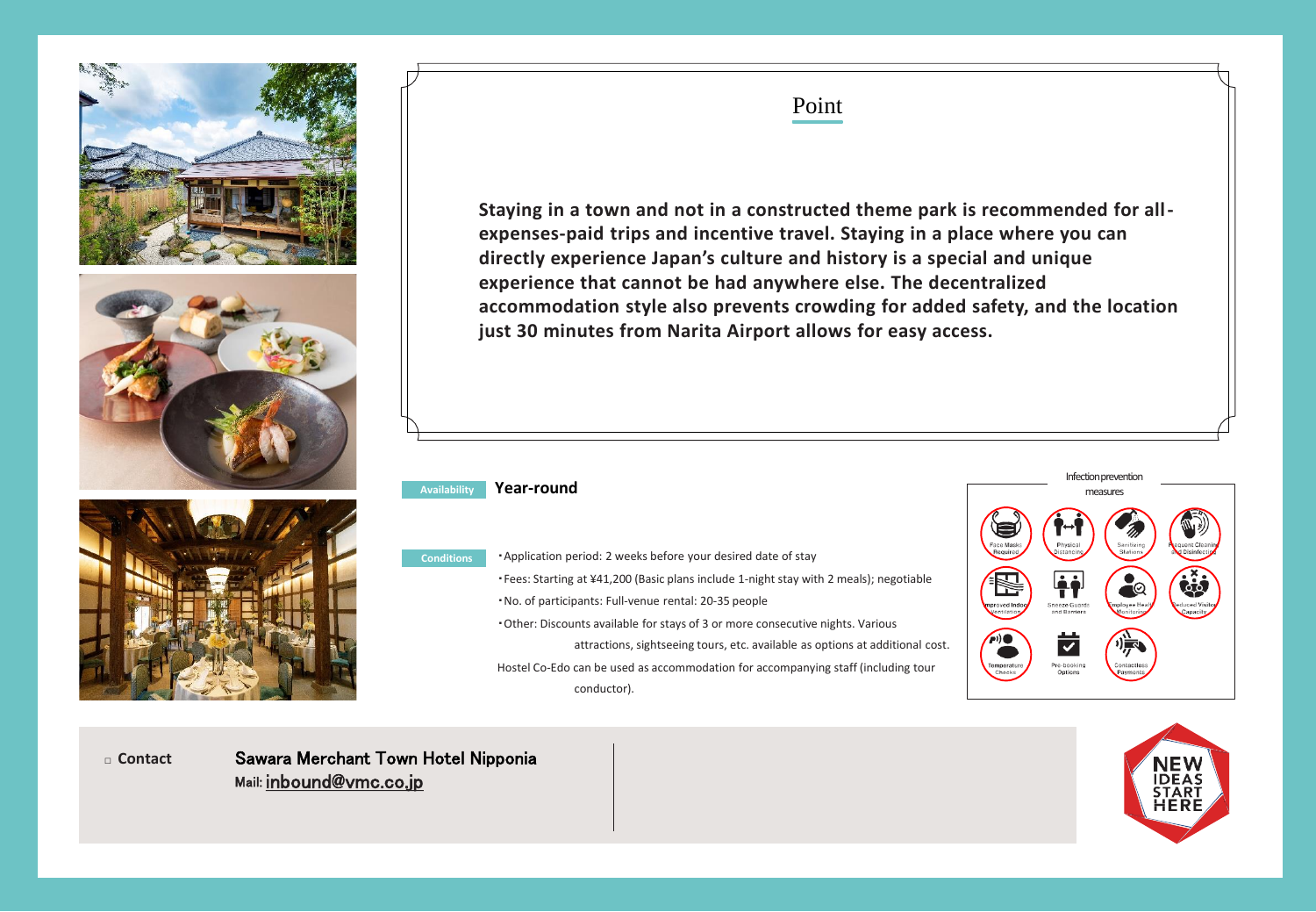## Point

**Staying in a town and not in a constructed theme park is recommended for all-expenses-paid trips and incentive travel. Staying in a place where you can directly experience Japan's culture and history is a special and unique experience that cannot be had anywhere else. The decentralized accommodation style also prevents crowding for added safety, and the location just 30 minutes from Narita Airport allows for easy access.**

**Availability** **Year-round**

**Conditions**

- Application period: 2 weeks before your desired date of stay
- Fees: Starting at ¥41,200 (Basic plans include 1-night stay with 2 meals); negotiable
- No. of participants: Full-venue rental: 20-35 people
- Other: Discounts available for stays of 3 or more consecutive nights. Various attractions, sightseeing tours, etc. available as options at additional cost.

Hostel Co-Edo can be used as accommodation for accompanying staff (including tour conductor).

Infection prevention measures

Face Masks Required
Physical Distancing
Sanitizing Stations
Frequent Cleaning and Disinfecting
Improved Indoor Ventilation
Sneeze Guards and Barriers
Employee Health Monitoring
Reduced Visitor Capacity
Temperature Checks
Pre-booking Options
Contactless Payments

□ **Contact** **Sawara Merchant Town Hotel Nipponia**
Mail: inbound@vmc.co.jp

NEW IDEAS START HERE